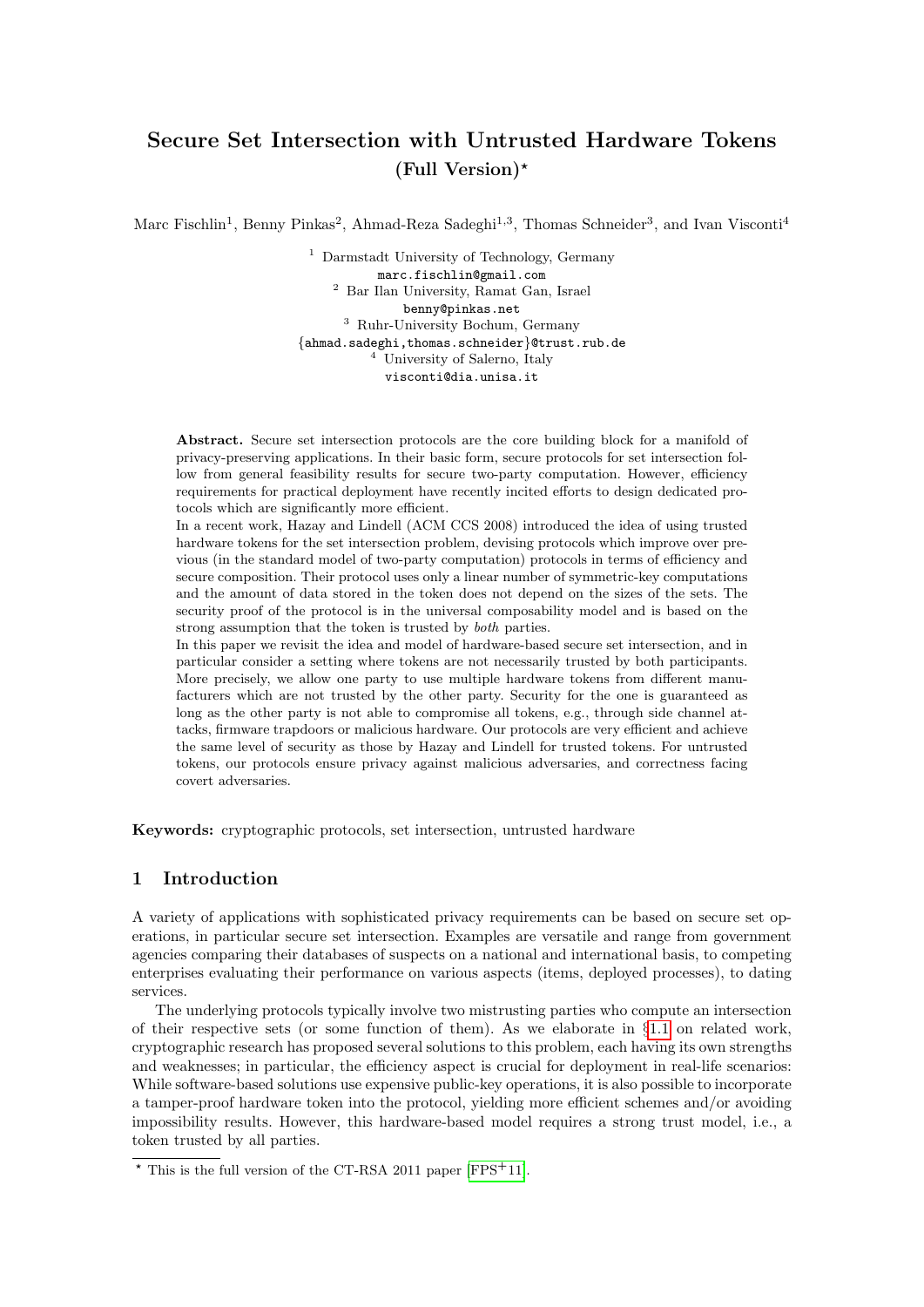# Secure Set Intersection with Untrusted Hardware Tokens
## (Full Version)*

Marc Fischlin[1], Benny Pinkas[2], Ahmad-Reza Sadeghi[1,3], Thomas Schneider[3], and Ivan Visconti[4]

[1] Darmstadt University of Technology, Germany
marc.fischlin@gmail.com
[2] Bar Ilan University, Ramat Gan, Israel
benny@pinkas.net
[3] Ruhr-University Bochum, Germany
{ahmad.sadeghi,thomas.schneider}@trust.rub.de
[4] University of Salerno, Italy
visconti@dia.unisa.it

**Abstract.** Secure set intersection protocols are the core building block for a manifold of privacy-preserving applications. In their basic form, secure protocols for set intersection follow from general feasibility results for secure two-party computation. However, efficiency requirements for practical deployment have recently incited efforts to design dedicated protocols which are significantly more efficient.

In a recent work, Hazay and Lindell (ACM CCS 2008) introduced the idea of using trusted hardware tokens for the set intersection problem, devising protocols which improve over previous (in the standard model of two-party computation) protocols in terms of efficiency and secure composition. Their protocol uses only a linear number of symmetric-key computations and the amount of data stored in the token does not depend on the sizes of the sets. The security proof of the protocol is in the universal composability model and is based on the strong assumption that the token is trusted by *both* parties.

In this paper we revisit the idea and model of hardware-based secure set intersection, and in particular consider a setting where tokens are not necessarily trusted by both participants. More precisely, we allow one party to use multiple hardware tokens from different manufacturers which are not trusted by the other party. Security for the one is guaranteed as long as the other party is not able to compromise all tokens, e.g., through side channel attacks, firmware trapdoors or malicious hardware. Our protocols are very efficient and achieve the same level of security as those by Hazay and Lindell for trusted tokens. For untrusted tokens, our protocols ensure privacy against malicious adversaries, and correctness facing covert adversaries.

**Keywords:** cryptographic protocols, set intersection, untrusted hardware

## 1 Introduction

A variety of applications with sophisticated privacy requirements can be based on secure set operations, in particular secure set intersection. Examples are versatile and range from government agencies comparing their databases of suspects on a national and international basis, to competing enterprises evaluating their performance on various aspects (items, deployed processes), to dating services.

The underlying protocols typically involve two mistrusting parties who compute an intersection of their respective sets (or some function of them). As we elaborate in §1.1 on related work, cryptographic research has proposed several solutions to this problem, each having its own strengths and weaknesses; in particular, the efficiency aspect is crucial for deployment in real-life scenarios: While software-based solutions use expensive public-key operations, it is also possible to incorporate a tamper-proof hardware token into the protocol, yielding more efficient schemes and/or avoiding impossibility results. However, this hardware-based model requires a strong trust model, i.e., a token trusted by all parties.

* This is the full version of the CT-RSA 2011 paper [FPS+11].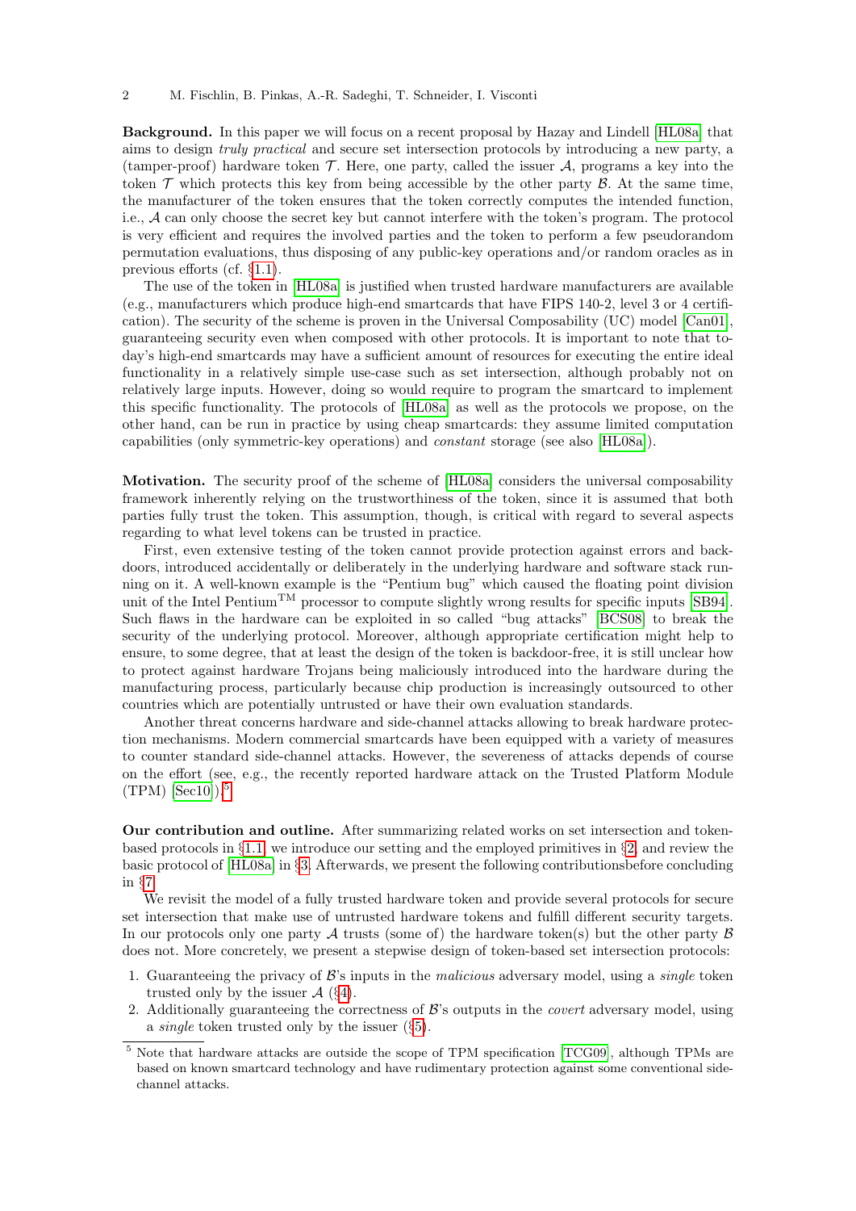**Background.** In this paper we will focus on a recent proposal by Hazay and Lindell [HL08a] that aims to design *truly practical* and secure set intersection protocols by introducing a new party, a (tamper-proof) hardware token $\mathcal{T}$. Here, one party, called the issuer $\mathcal{A}$, programs a key into the token $\mathcal{T}$ which protects this key from being accessible by the other party $\mathcal{B}$. At the same time, the manufacturer of the token ensures that the token correctly computes the intended function, i.e., $\mathcal{A}$ can only choose the secret key but cannot interfere with the token's program. The protocol is very efficient and requires the involved parties and the token to perform a few pseudorandom permutation evaluations, thus disposing of any public-key operations and/or random oracles as in previous efforts (cf. §1.1).

The use of the token in [HL08a] is justified when trusted hardware manufacturers are available (e.g., manufacturers which produce high-end smartcards that have FIPS 140-2, level 3 or 4 certification). The security of the scheme is proven in the Universal Composability (UC) model [Can01], guaranteeing security even when composed with other protocols. It is important to note that today's high-end smartcards may have a sufficient amount of resources for executing the entire ideal functionality in a relatively simple use-case such as set intersection, although probably not on relatively large inputs. However, doing so would require to program the smartcard to implement this specific functionality. The protocols of [HL08a] as well as the protocols we propose, on the other hand, can be run in practice by using cheap smartcards: they assume limited computation capabilities (only symmetric-key operations) and *constant* storage (see also [HL08a]).

**Motivation.** The security proof of the scheme of [HL08a] considers the universal composability framework inherently relying on the trustworthiness of the token, since it is assumed that both parties fully trust the token. This assumption, though, is critical with regard to several aspects regarding to what level tokens can be trusted in practice.

First, even extensive testing of the token cannot provide protection against errors and backdoors, introduced accidentally or deliberately in the underlying hardware and software stack running on it. A well-known example is the "Pentium bug" which caused the floating point division unit of the Intel Pentium™ processor to compute slightly wrong results for specific inputs [SB94]. Such flaws in the hardware can be exploited in so called "bug attacks" [BCS08] to break the security of the underlying protocol. Moreover, although appropriate certification might help to ensure, to some degree, that at least the design of the token is backdoor-free, it is still unclear how to protect against hardware Trojans being maliciously introduced into the hardware during the manufacturing process, particularly because chip production is increasingly outsourced to other countries which are potentially untrusted or have their own evaluation standards.

Another threat concerns hardware and side-channel attacks allowing to break hardware protection mechanisms. Modern commercial smartcards have been equipped with a variety of measures to counter standard side-channel attacks. However, the severeness of attacks depends of course on the effort (see, e.g., the recently reported hardware attack on the Trusted Platform Module (TPM) [Sec10]).[5]

**Our contribution and outline.** After summarizing related works on set intersection and token-based protocols in §1.1, we introduce our setting and the employed primitives in §2, and review the basic protocol of [HL08a] in §3. Afterwards, we present the following contributionsbefore concluding in §7.

We revisit the model of a fully trusted hardware token and provide several protocols for secure set intersection that make use of untrusted hardware tokens and fulfill different security targets. In our protocols only one party $\mathcal{A}$ trusts (some of) the hardware token(s) but the other party $\mathcal{B}$ does not. More concretely, we present a stepwise design of token-based set intersection protocols:

1. Guaranteeing the privacy of $\mathcal{B}$'s inputs in the *malicious* adversary model, using a *single* token trusted only by the issuer $\mathcal{A}$ (§4).
2. Additionally guaranteeing the correctness of $\mathcal{B}$'s outputs in the *covert* adversary model, using a *single* token trusted only by the issuer (§5).

[5] Note that hardware attacks are outside the scope of TPM specification [TCG09], although TPMs are based on known smartcard technology and have rudimentary protection against some conventional side-channel attacks.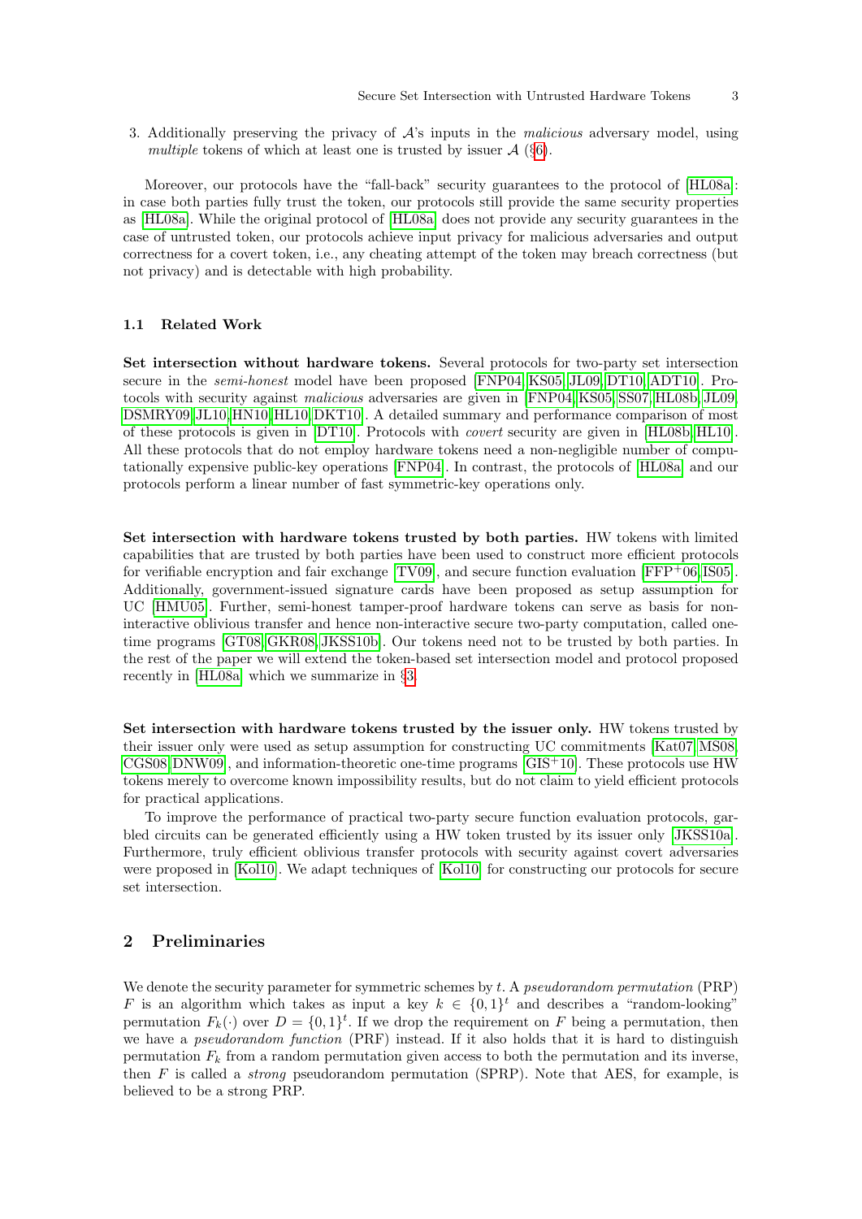3. Additionally preserving the privacy of $\mathcal{A}$'s inputs in the *malicious* adversary model, using *multiple* tokens of which at least one is trusted by issuer $\mathcal{A}$ (§6).

Moreover, our protocols have the "fall-back" security guarantees to the protocol of [HL08a]: in case both parties fully trust the token, our protocols still provide the same security properties as [HL08a]. While the original protocol of [HL08a] does not provide any security guarantees in the case of untrusted token, our protocols achieve input privacy for malicious adversaries and output correctness for a covert token, i.e., any cheating attempt of the token may breach correctness (but not privacy) and is detectable with high probability.

### 1.1 Related Work

**Set intersection without hardware tokens.** Several protocols for two-party set intersection secure in the *semi-honest* model have been proposed [FNP04,KS05,JL09,DT10,ADT10]. Protocols with security against *malicious* adversaries are given in [FNP04,KS05,SS07,HL08b,JL09, DSMRY09,JL10,HN10,HL10,DKT10]. A detailed summary and performance comparison of most of these protocols is given in [DT10]. Protocols with *covert* security are given in [HL08b,HL10]. All these protocols that do not employ hardware tokens need a non-negligible number of computationally expensive public-key operations [FNP04]. In contrast, the protocols of [HL08a] and our protocols perform a linear number of fast symmetric-key operations only.

**Set intersection with hardware tokens trusted by both parties.** HW tokens with limited capabilities that are trusted by both parties have been used to construct more efficient protocols for verifiable encryption and fair exchange [TV09], and secure function evaluation [FFP+06,IS05]. Additionally, government-issued signature cards have been proposed as setup assumption for UC [HMU05]. Further, semi-honest tamper-proof hardware tokens can serve as basis for non-interactive oblivious transfer and hence non-interactive secure two-party computation, called one-time programs [GT08,GKR08,JKSS10b]. Our tokens need not to be trusted by both parties. In the rest of the paper we will extend the token-based set intersection model and protocol proposed recently in [HL08a] which we summarize in §3.

**Set intersection with hardware tokens trusted by the issuer only.** HW tokens trusted by their issuer only were used as setup assumption for constructing UC commitments [Kat07,MS08, CGS08,DNW09], and information-theoretic one-time programs [GIS+10]. These protocols use HW tokens merely to overcome known impossibility results, but do not claim to yield efficient protocols for practical applications.

To improve the performance of practical two-party secure function evaluation protocols, garbled circuits can be generated efficiently using a HW token trusted by its issuer only [JKSS10a]. Furthermore, truly efficient oblivious transfer protocols with security against covert adversaries were proposed in [Kol10]. We adapt techniques of [Kol10] for constructing our protocols for secure set intersection.

## 2 Preliminaries

We denote the security parameter for symmetric schemes by $t$. A *pseudorandom permutation* (PRP) $F$ is an algorithm which takes as input a key $k \in \{0,1\}^t$ and describes a "random-looking" permutation $F_k(\cdot)$ over $D = \{0,1\}^t$. If we drop the requirement on $F$ being a permutation, then we have a *pseudorandom function* (PRF) instead. If it also holds that it is hard to distinguish permutation $F_k$ from a random permutation given access to both the permutation and its inverse, then $F$ is called a *strong* pseudorandom permutation (SPRP). Note that AES, for example, is believed to be a strong PRP.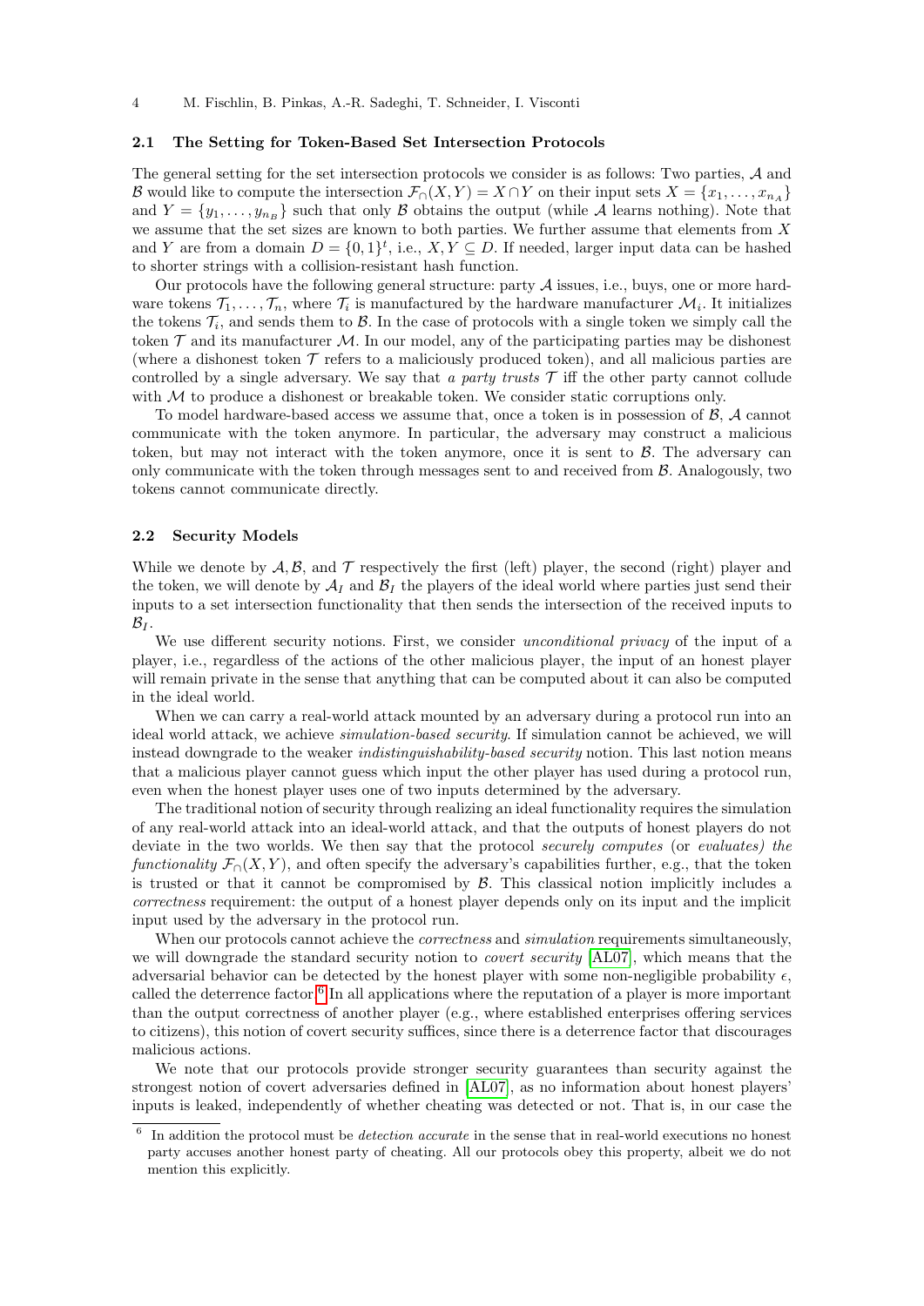### 2.1 The Setting for Token-Based Set Intersection Protocols

The general setting for the set intersection protocols we consider is as follows: Two parties, $\mathcal{A}$ and $\mathcal{B}$ would like to compute the intersection $\mathcal{F}_\cap(X,Y) = X \cap Y$ on their input sets $X = \{x_1, \ldots, x_{n_A}\}$ and $Y = \{y_1, \ldots, y_{n_B}\}$ such that only $\mathcal{B}$ obtains the output (while $\mathcal{A}$ learns nothing). Note that we assume that the set sizes are known to both parties. We further assume that elements from $X$ and $Y$ are from a domain $D = \{0,1\}^t$, i.e., $X, Y \subseteq D$. If needed, larger input data can be hashed to shorter strings with a collision-resistant hash function.

Our protocols have the following general structure: party $\mathcal{A}$ issues, i.e., buys, one or more hardware tokens $\mathcal{T}_1, \ldots, \mathcal{T}_n$, where $\mathcal{T}_i$ is manufactured by the hardware manufacturer $\mathcal{M}_i$. It initializes the tokens $\mathcal{T}_i$, and sends them to $\mathcal{B}$. In the case of protocols with a single token we simply call the token $\mathcal{T}$ and its manufacturer $\mathcal{M}$. In our model, any of the participating parties may be dishonest (where a dishonest token $\mathcal{T}$ refers to a maliciously produced token), and all malicious parties are controlled by a single adversary. We say that *a party trusts* $\mathcal{T}$ iff the other party cannot collude with $\mathcal{M}$ to produce a dishonest or breakable token. We consider static corruptions only.

To model hardware-based access we assume that, once a token is in possession of $\mathcal{B}$, $\mathcal{A}$ cannot communicate with the token anymore. In particular, the adversary may construct a malicious token, but may not interact with the token anymore, once it is sent to $\mathcal{B}$. The adversary can only communicate with the token through messages sent to and received from $\mathcal{B}$. Analogously, two tokens cannot communicate directly.

### 2.2 Security Models

While we denote by $\mathcal{A}, \mathcal{B}$, and $\mathcal{T}$ respectively the first (left) player, the second (right) player and the token, we will denote by $\mathcal{A}_I$ and $\mathcal{B}_I$ the players of the ideal world where parties just send their inputs to a set intersection functionality that then sends the intersection of the received inputs to $\mathcal{B}_I$.

We use different security notions. First, we consider *unconditional privacy* of the input of a player, i.e., regardless of the actions of the other malicious player, the input of an honest player will remain private in the sense that anything that can be computed about it can also be computed in the ideal world.

When we can carry a real-world attack mounted by an adversary during a protocol run into an ideal world attack, we achieve *simulation-based security*. If simulation cannot be achieved, we will instead downgrade to the weaker *indistinguishability-based security* notion. This last notion means that a malicious player cannot guess which input the other player has used during a protocol run, even when the honest player uses one of two inputs determined by the adversary.

The traditional notion of security through realizing an ideal functionality requires the simulation of any real-world attack into an ideal-world attack, and that the outputs of honest players do not deviate in the two worlds. We then say that the protocol *securely computes* (or *evaluates) the functionality* $\mathcal{F}_\cap(X,Y)$, and often specify the adversary's capabilities further, e.g., that the token is trusted or that it cannot be compromised by $\mathcal{B}$. This classical notion implicitly includes a *correctness* requirement: the output of a honest player depends only on its input and the implicit input used by the adversary in the protocol run.

When our protocols cannot achieve the *correctness* and *simulation* requirements simultaneously, we will downgrade the standard security notion to *covert security* [AL07], which means that the adversarial behavior can be detected by the honest player with some non-negligible probability $\epsilon$, called the deterrence factor.[6] In all applications where the reputation of a player is more important than the output correctness of another player (e.g., where established enterprises offering services to citizens), this notion of covert security suffices, since there is a deterrence factor that discourages malicious actions.

We note that our protocols provide stronger security guarantees than security against the strongest notion of covert adversaries defined in [AL07], as no information about honest players' inputs is leaked, independently of whether cheating was detected or not. That is, in our case the

[6] In addition the protocol must be *detection accurate* in the sense that in real-world executions no honest party accuses another honest party of cheating. All our protocols obey this property, albeit we do not mention this explicitly.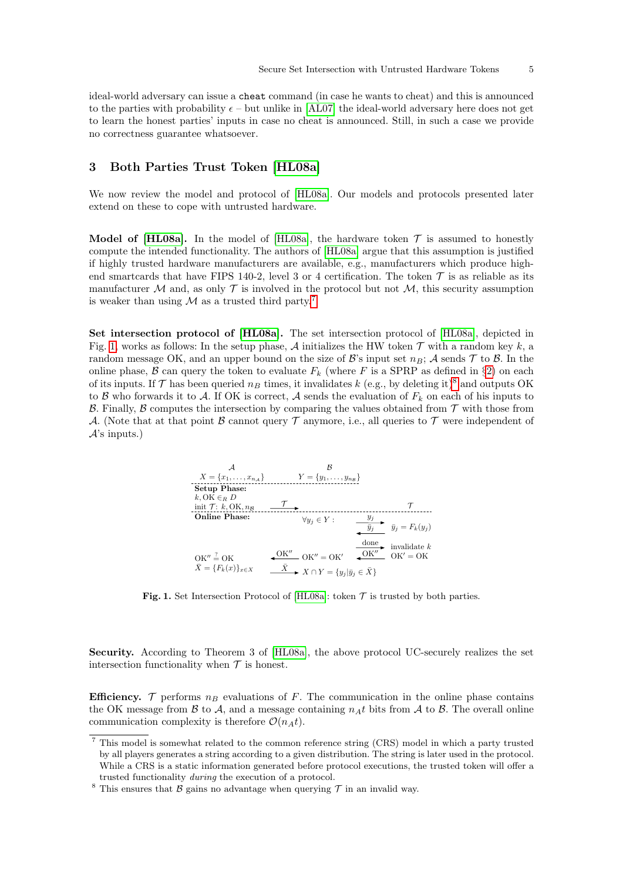ideal-world adversary can issue a `cheat` command (in case he wants to cheat) and this is announced to the parties with probability $\epsilon$ – but unlike in [AL07] the ideal-world adversary here does not get to learn the honest parties' inputs in case no cheat is announced. Still, in such a case we provide no correctness guarantee whatsoever.

## 3 Both Parties Trust Token [HL08a]

We now review the model and protocol of [HL08a]. Our models and protocols presented later extend on these to cope with untrusted hardware.

**Model of [HL08a].** In the model of [HL08a], the hardware token $\mathcal{T}$ is assumed to honestly compute the intended functionality. The authors of [HL08a] argue that this assumption is justified if highly trusted hardware manufacturers are available, e.g., manufacturers which produce high-end smartcards that have FIPS 140-2, level 3 or 4 certification. The token $\mathcal{T}$ is as reliable as its manufacturer $\mathcal{M}$ and, as only $\mathcal{T}$ is involved in the protocol but not $\mathcal{M}$, this security assumption is weaker than using $\mathcal{M}$ as a trusted third party.[7]

**Set intersection protocol of [HL08a].** The set intersection protocol of [HL08a], depicted in Fig. 1, works as follows: In the setup phase, $\mathcal{A}$ initializes the HW token $\mathcal{T}$ with a random key $k$, a random message OK, and an upper bound on the size of $\mathcal{B}$'s input set $n_B$; $\mathcal{A}$ sends $\mathcal{T}$ to $\mathcal{B}$. In the online phase, $\mathcal{B}$ can query the token to evaluate $F_k$ (where $F$ is a SPRP as defined in §2) on each of its inputs. If $\mathcal{T}$ has been queried $n_B$ times, it invalidates $k$ (e.g., by deleting it)[8] and outputs OK to $\mathcal{B}$ who forwards it to $\mathcal{A}$. If OK is correct, $\mathcal{A}$ sends the evaluation of $F_k$ on each of his inputs to $\mathcal{B}$. Finally, $\mathcal{B}$ computes the intersection by comparing the values obtained from $\mathcal{T}$ with those from $\mathcal{A}$. (Note that at that point $\mathcal{B}$ cannot query $\mathcal{T}$ anymore, i.e., all queries to $\mathcal{T}$ were independent of $\mathcal{A}$'s inputs.)

| $\mathcal{A}$ | | $\mathcal{B}$ | | $\mathcal{T}$ |
|---|---|---|---|---|
| $X = \{x_1, \ldots, x_{n_A}\}$ | | $Y = \{y_1, \ldots, y_{n_B}\}$ | | |
| **Setup Phase:** | | | | |
| $k, \mathrm{OK} \in_R D$ | | | | |
| init $\mathcal{T}$: $k, \mathrm{OK}, n_B$ | $\xrightarrow{\mathcal{T}}$ | | | $\mathcal{T}$ |
| **Online Phase:** | | $\forall y_j \in Y$ : | $\xrightarrow{y_j}$ | |
| | | | $\xleftarrow{\bar{y}_j}$ | $\bar{y}_j = F_k(y_j)$ |
| | | | $\xrightarrow{\text{done}}$ | invalidate $k$ |
| $\mathrm{OK}'' \stackrel{?}{=} \mathrm{OK}$ | $\xleftarrow{\mathrm{OK}''}$ | $\mathrm{OK}'' = \mathrm{OK}'$ | $\xleftarrow{\mathrm{OK}''}$ | $\mathrm{OK}' = \mathrm{OK}$ |
| $\bar{X} = \{F_k(x)\}_{x \in X}$ | $\xrightarrow{\bar{X}}$ | $X \cap Y = \{y_j \mid \bar{y}_j \in \bar{X}\}$ | | |

**Fig. 1.** Set Intersection Protocol of [HL08a]: token $\mathcal{T}$ is trusted by both parties.

**Security.** According to Theorem 3 of [HL08a], the above protocol UC-securely realizes the set intersection functionality when $\mathcal{T}$ is honest.

**Efficiency.** $\mathcal{T}$ performs $n_B$ evaluations of $F$. The communication in the online phase contains the OK message from $\mathcal{B}$ to $\mathcal{A}$, and a message containing $n_A t$ bits from $\mathcal{A}$ to $\mathcal{B}$. The overall online communication complexity is therefore $\mathcal{O}(n_A t)$.

---

[7] This model is somewhat related to the common reference string (CRS) model in which a party trusted by all players generates a string according to a given distribution. The string is later used in the protocol. While a CRS is a static information generated before protocol executions, the trusted token will offer a trusted functionality *during* the execution of a protocol.

[8] This ensures that $\mathcal{B}$ gains no advantage when querying $\mathcal{T}$ in an invalid way.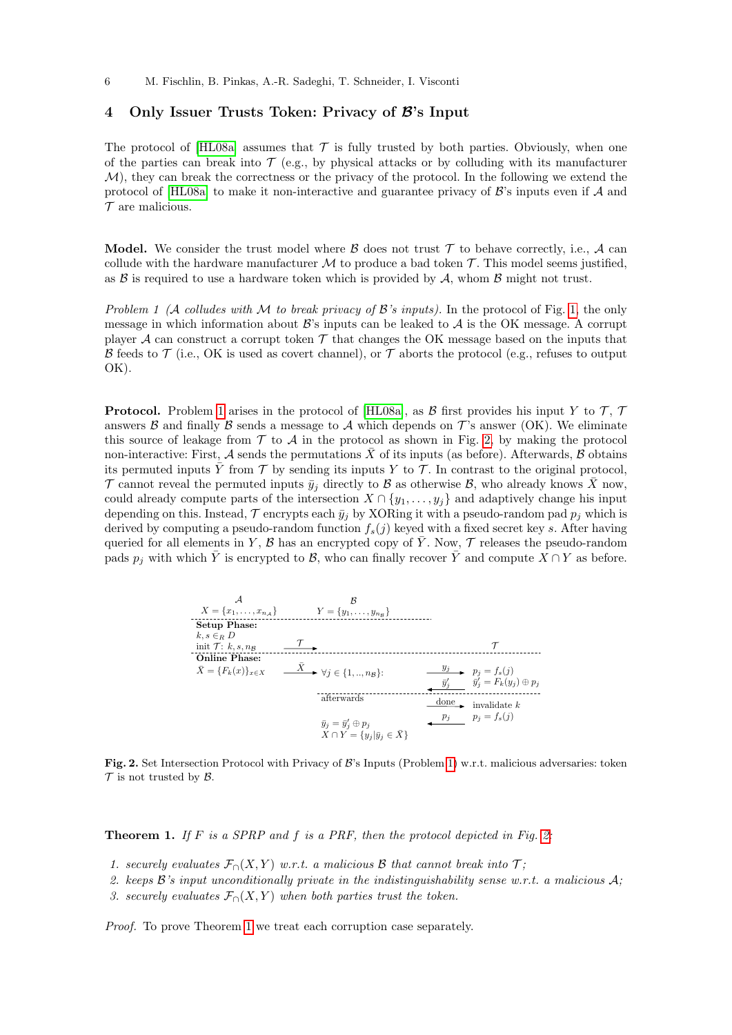## 4 Only Issuer Trusts Token: Privacy of $\mathcal{B}$'s Input

The protocol of [HL08a] assumes that $\mathcal{T}$ is fully trusted by both parties. Obviously, when one of the parties can break into $\mathcal{T}$ (e.g., by physical attacks or by colluding with its manufacturer $\mathcal{M}$), they can break the correctness or the privacy of the protocol. In the following we extend the protocol of [HL08a] to make it non-interactive and guarantee privacy of $\mathcal{B}$'s inputs even if $\mathcal{A}$ and $\mathcal{T}$ are malicious.

**Model.** We consider the trust model where $\mathcal{B}$ does not trust $\mathcal{T}$ to behave correctly, i.e., $\mathcal{A}$ can collude with the hardware manufacturer $\mathcal{M}$ to produce a bad token $\mathcal{T}$. This model seems justified, as $\mathcal{B}$ is required to use a hardware token which is provided by $\mathcal{A}$, whom $\mathcal{B}$ might not trust.

*Problem 1 ($\mathcal{A}$ colludes with $\mathcal{M}$ to break privacy of $\mathcal{B}$'s inputs).* In the protocol of Fig. 1, the only message in which information about $\mathcal{B}$'s inputs can be leaked to $\mathcal{A}$ is the OK message. A corrupt player $\mathcal{A}$ can construct a corrupt token $\mathcal{T}$ that changes the OK message based on the inputs that $\mathcal{B}$ feeds to $\mathcal{T}$ (i.e., OK is used as covert channel), or $\mathcal{T}$ aborts the protocol (e.g., refuses to output OK).

**Protocol.** Problem 1 arises in the protocol of [HL08a], as $\mathcal{B}$ first provides his input $Y$ to $\mathcal{T}$, $\mathcal{T}$ answers $\mathcal{B}$ and finally $\mathcal{B}$ sends a message to $\mathcal{A}$ which depends on $\mathcal{T}$'s answer (OK). We eliminate this source of leakage from $\mathcal{T}$ to $\mathcal{A}$ in the protocol as shown in Fig. 2, by making the protocol non-interactive: First, $\mathcal{A}$ sends the permutations $\bar{X}$ of its inputs (as before). Afterwards, $\mathcal{B}$ obtains its permuted inputs $\bar{Y}$ from $\mathcal{T}$ by sending its inputs $Y$ to $\mathcal{T}$. In contrast to the original protocol, $\mathcal{T}$ cannot reveal the permuted inputs $\bar{y}_j$ directly to $\mathcal{B}$ as otherwise $\mathcal{B}$, who already knows $\bar{X}$ now, could already compute parts of the intersection $X \cap \{y_1, \ldots, y_j\}$ and adaptively change his input depending on this. Instead, $\mathcal{T}$ encrypts each $\bar{y}_j$ by XORing it with a pseudo-random pad $p_j$ which is derived by computing a pseudo-random function $f_s(j)$ keyed with a fixed secret key $s$. After having queried for all elements in $Y$, $\mathcal{B}$ has an encrypted copy of $\bar{Y}$. Now, $\mathcal{T}$ releases the pseudo-random pads $p_j$ with which $\bar{Y}$ is encrypted to $\mathcal{B}$, who can finally recover $\bar{Y}$ and compute $X \cap Y$ as before.

| $\mathcal{A}$ | | $\mathcal{B}$ | | $\mathcal{T}$ |
|---|---|---|---|---|
| $X = \{x_1, \ldots, x_{n_\mathcal{A}}\}$ | | $Y = \{y_1, \ldots, y_{n_\mathcal{B}}\}$ | | |
| **Setup Phase:** | | | | |
| $k, s \in_R D$ | | | | |
| init $\mathcal{T}$: $k, s, n_\mathcal{B}$ | $\xrightarrow{\mathcal{T}}$ | | | $\mathcal{T}$ |
| **Online Phase:** | | | | |
| $\bar{X} = \{F_k(x)\}_{x \in X}$ | $\xrightarrow{\bar{X}}$ | $\forall j \in \{1, .., n_\mathcal{B}\}$: | $\xrightarrow{y_j}$ | $p_j = f_s(j)$ |
| | | | $\xleftarrow{\bar{y}'_j}$ | $\bar{y}'_j = F_k(y_j) \oplus p_j$ |
| | | afterwards | $\xrightarrow{\text{done}}$ | invalidate $k$ |
| | | | $\xleftarrow{p_j}$ | $p_j = f_s(j)$ |
| | | $\bar{y}_j = \bar{y}'_j \oplus p_j$ | | |
| | | $X \cap Y = \{y_j \mid \bar{y}_j \in \bar{X}\}$ | | |

**Fig. 2.** Set Intersection Protocol with Privacy of $\mathcal{B}$'s Inputs (Problem 1) w.r.t. malicious adversaries: token $\mathcal{T}$ is not trusted by $\mathcal{B}$.

**Theorem 1.** *If $F$ is a SPRP and $f$ is a PRF, then the protocol depicted in Fig. 2:*

1. *securely evaluates $\mathcal{F}_\cap(X, Y)$ w.r.t. a malicious $\mathcal{B}$ that cannot break into $\mathcal{T}$;*
2. *keeps $\mathcal{B}$'s input unconditionally private in the indistinguishability sense w.r.t. a malicious $\mathcal{A}$;*
3. *securely evaluates $\mathcal{F}_\cap(X, Y)$ when both parties trust the token.*

*Proof.* To prove Theorem 1 we treat each corruption case separately.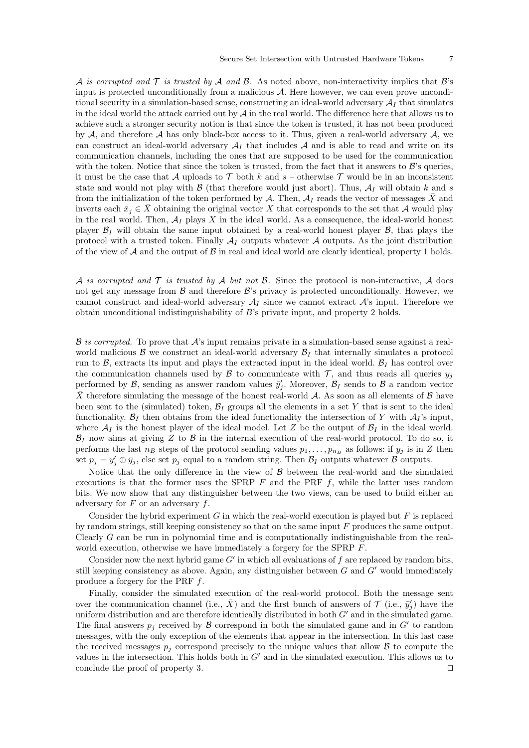*$\mathcal{A}$ is corrupted and $\mathcal{T}$ is trusted by $\mathcal{A}$ and $\mathcal{B}$.* As noted above, non-interactivity implies that $\mathcal{B}$'s input is protected unconditionally from a malicious $\mathcal{A}$. Here however, we can even prove unconditional security in a simulation-based sense, constructing an ideal-world adversary $\mathcal{A}_I$ that simulates in the ideal world the attack carried out by $\mathcal{A}$ in the real world. The difference here that allows us to achieve such a stronger security notion is that since the token is trusted, it has not been produced by $\mathcal{A}$, and therefore $\mathcal{A}$ has only black-box access to it. Thus, given a real-world adversary $\mathcal{A}$, we can construct an ideal-world adversary $\mathcal{A}_I$ that includes $\mathcal{A}$ and is able to read and write on its communication channels, including the ones that are supposed to be used for the communication with the token. Notice that since the token is trusted, from the fact that it answers to $\mathcal{B}$'s queries, it must be the case that $\mathcal{A}$ uploads to $\mathcal{T}$ both $k$ and $s$ – otherwise $\mathcal{T}$ would be in an inconsistent state and would not play with $\mathcal{B}$ (that therefore would just abort). Thus, $\mathcal{A}_I$ will obtain $k$ and $s$ from the initialization of the token performed by $\mathcal{A}$. Then, $\mathcal{A}_I$ reads the vector of messages $\bar{X}$ and inverts each $\bar{x}_j \in \bar{X}$ obtaining the original vector $X$ that corresponds to the set that $\mathcal{A}$ would play in the real world. Then, $\mathcal{A}_I$ plays $X$ in the ideal world. As a consequence, the ideal-world honest player $\mathcal{B}_I$ will obtain the same input obtained by a real-world honest player $\mathcal{B}$, that plays the protocol with a trusted token. Finally $\mathcal{A}_I$ outputs whatever $\mathcal{A}$ outputs. As the joint distribution of the view of $\mathcal{A}$ and the output of $\mathcal{B}$ in real and ideal world are clearly identical, property 1 holds.

*$\mathcal{A}$ is corrupted and $\mathcal{T}$ is trusted by $\mathcal{A}$ but not $\mathcal{B}$.* Since the protocol is non-interactive, $\mathcal{A}$ does not get any message from $\mathcal{B}$ and therefore $\mathcal{B}$'s privacy is protected unconditionally. However, we cannot construct and ideal-world adversary $\mathcal{A}_I$ since we cannot extract $\mathcal{A}$'s input. Therefore we obtain unconditional indistinguishability of $B$'s private input, and property 2 holds.

*$\mathcal{B}$ is corrupted.* To prove that $\mathcal{A}$'s input remains private in a simulation-based sense against a real-world malicious $\mathcal{B}$ we construct an ideal-world adversary $\mathcal{B}_I$ that internally simulates a protocol run to $\mathcal{B}$, extracts its input and plays the extracted input in the ideal world. $\mathcal{B}_I$ has control over the communication channels used by $\mathcal{B}$ to communicate with $\mathcal{T}$, and thus reads all queries $y_j$ performed by $\mathcal{B}$, sending as answer random values $\bar{y}'_j$. Moreover, $\mathcal{B}_I$ sends to $\mathcal{B}$ a random vector $\bar{X}$ therefore simulating the message of the honest real-world $\mathcal{A}$. As soon as all elements of $\mathcal{B}$ have been sent to the (simulated) token, $\mathcal{B}_I$ groups all the elements in a set $Y$ that is sent to the ideal functionality. $\mathcal{B}_I$ then obtains from the ideal functionality the intersection of $Y$ with $\mathcal{A}_I$'s input, where $\mathcal{A}_I$ is the honest player of the ideal model. Let $Z$ be the output of $\mathcal{B}_I$ in the ideal world. $\mathcal{B}_I$ now aims at giving $Z$ to $\mathcal{B}$ in the internal execution of the real-world protocol. To do so, it performs the last $n_B$ steps of the protocol sending values $p_1, \ldots, p_{n_B}$ as follows: if $y_j$ is in $Z$ then set $p_j = y'_j \oplus \bar{y}_j$, else set $p_j$ equal to a random string. Then $\mathcal{B}_I$ outputs whatever $\mathcal{B}$ outputs.

Notice that the only difference in the view of $\mathcal{B}$ between the real-world and the simulated executions is that the former uses the SPRP $F$ and the PRF $f$, while the latter uses random bits. We now show that any distinguisher between the two views, can be used to build either an adversary for $F$ or an adversary $f$.

Consider the hybrid experiment $G$ in which the real-world execution is played but $F$ is replaced by random strings, still keeping consistency so that on the same input $F$ produces the same output. Clearly $G$ can be run in polynomial time and is computationally indistinguishable from the real-world execution, otherwise we have immediately a forgery for the SPRP $F$.

Consider now the next hybrid game $G'$ in which all evaluations of $f$ are replaced by random bits, still keeping consistency as above. Again, any distinguisher between $G$ and $G'$ would immediately produce a forgery for the PRF $f$.

Finally, consider the simulated execution of the real-world protocol. Both the message sent over the communication channel (i.e., $\bar{X}$) and the first bunch of answers of $\mathcal{T}$ (i.e., $\bar{y}'_j$) have the uniform distribution and are therefore identically distributed in both $G'$ and in the simulated game. The final answers $p_j$ received by $\mathcal{B}$ correspond in both the simulated game and in $G'$ to random messages, with the only exception of the elements that appear in the intersection. In this last case the received messages $p_j$ correspond precisely to the unique values that allow $\mathcal{B}$ to compute the values in the intersection. This holds both in $G'$ and in the simulated execution. This allows us to conclude the proof of property 3. □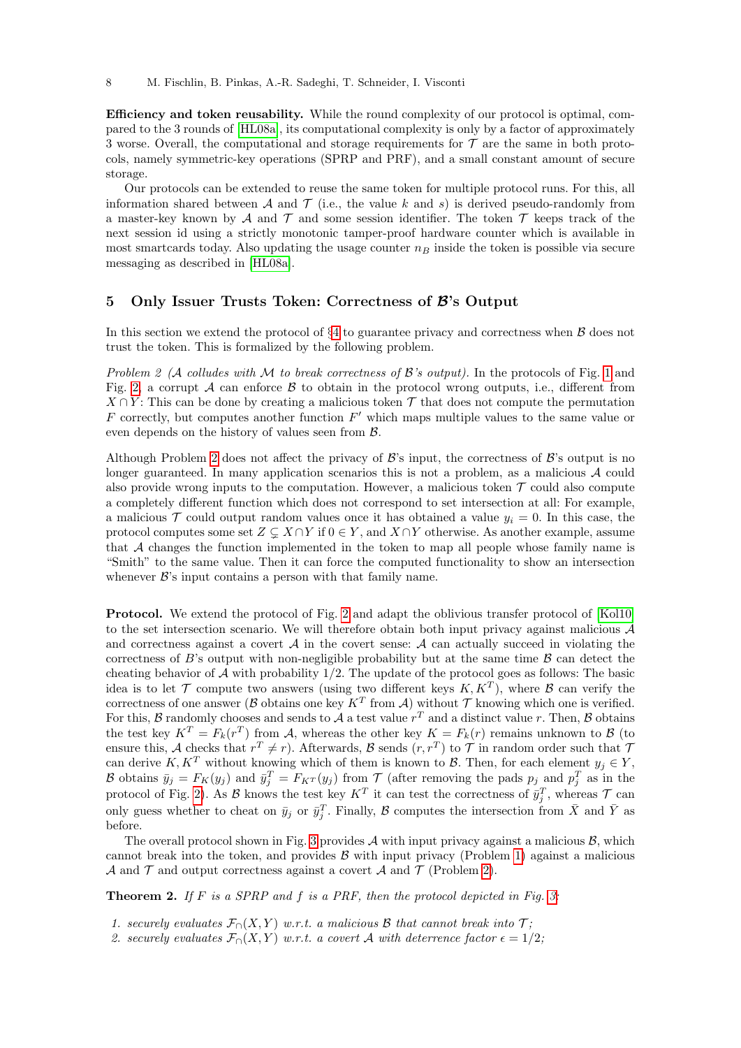**Efficiency and token reusability.** While the round complexity of our protocol is optimal, compared to the 3 rounds of [HL08a], its computational complexity is only by a factor of approximately 3 worse. Overall, the computational and storage requirements for $\mathcal{T}$ are the same in both protocols, namely symmetric-key operations (SPRP and PRF), and a small constant amount of secure storage.

Our protocols can be extended to reuse the same token for multiple protocol runs. For this, all information shared between $\mathcal{A}$ and $\mathcal{T}$ (i.e., the value $k$ and $s$) is derived pseudo-randomly from a master-key known by $\mathcal{A}$ and $\mathcal{T}$ and some session identifier. The token $\mathcal{T}$ keeps track of the next session id using a strictly monotonic tamper-proof hardware counter which is available in most smartcards today. Also updating the usage counter $n_B$ inside the token is possible via secure messaging as described in [HL08a].

## 5 Only Issuer Trusts Token: Correctness of $\mathcal{B}$'s Output

In this section we extend the protocol of §4 to guarantee privacy and correctness when $\mathcal{B}$ does not trust the token. This is formalized by the following problem.

*Problem 2 ($\mathcal{A}$ colludes with $\mathcal{M}$ to break correctness of $\mathcal{B}$'s output).* In the protocols of Fig. 1 and Fig. 2, a corrupt $\mathcal{A}$ can enforce $\mathcal{B}$ to obtain in the protocol wrong outputs, i.e., different from $X \cap Y$: This can be done by creating a malicious token $\mathcal{T}$ that does not compute the permutation $F$ correctly, but computes another function $F'$ which maps multiple values to the same value or even depends on the history of values seen from $\mathcal{B}$.

Although Problem 2 does not affect the privacy of $\mathcal{B}$'s input, the correctness of $\mathcal{B}$'s output is no longer guaranteed. In many application scenarios this is not a problem, as a malicious $\mathcal{A}$ could also provide wrong inputs to the computation. However, a malicious token $\mathcal{T}$ could also compute a completely different function which does not correspond to set intersection at all: For example, a malicious $\mathcal{T}$ could output random values once it has obtained a value $y_i = 0$. In this case, the protocol computes some set $Z \subsetneq X \cap Y$ if $0 \in Y$, and $X \cap Y$ otherwise. As another example, assume that $\mathcal{A}$ changes the function implemented in the token to map all people whose family name is "Smith" to the same value. Then it can force the computed functionality to show an intersection whenever $\mathcal{B}$'s input contains a person with that family name.

**Protocol.** We extend the protocol of Fig. 2 and adapt the oblivious transfer protocol of [Kol10] to the set intersection scenario. We will therefore obtain both input privacy against malicious $\mathcal{A}$ and correctness against a covert $\mathcal{A}$ in the covert sense: $\mathcal{A}$ can actually succeed in violating the correctness of $B$'s output with non-negligible probability but at the same time $\mathcal{B}$ can detect the cheating behavior of $\mathcal{A}$ with probability 1/2. The update of the protocol goes as follows: The basic idea is to let $\mathcal{T}$ compute two answers (using two different keys $K, K^T$), where $\mathcal{B}$ can verify the correctness of one answer ($\mathcal{B}$ obtains one key $K^T$ from $\mathcal{A}$) without $\mathcal{T}$ knowing which one is verified. For this, $\mathcal{B}$ randomly chooses and sends to $\mathcal{A}$ a test value $r^T$ and a distinct value $r$. Then, $\mathcal{B}$ obtains the test key $K^T = F_k(r^T)$ from $\mathcal{A}$, whereas the other key $K = F_k(r)$ remains unknown to $\mathcal{B}$ (to ensure this, $\mathcal{A}$ checks that $r^T \neq r$). Afterwards, $\mathcal{B}$ sends $(r, r^T)$ to $\mathcal{T}$ in random order such that $\mathcal{T}$ can derive $K, K^T$ without knowing which of them is known to $\mathcal{B}$. Then, for each element $y_j \in Y$, $\mathcal{B}$ obtains $\bar{y}_j = F_K(y_j)$ and $\bar{y}_j^T = F_{K^T}(y_j)$ from $\mathcal{T}$ (after removing the pads $p_j$ and $p_j^T$ as in the protocol of Fig. 2). As $\mathcal{B}$ knows the test key $K^T$ it can test the correctness of $\bar{y}_j^T$, whereas $\mathcal{T}$ can only guess whether to cheat on $\bar{y}_j$ or $\bar{y}_j^T$. Finally, $\mathcal{B}$ computes the intersection from $\bar{X}$ and $\bar{Y}$ as before.

The overall protocol shown in Fig. 3 provides $\mathcal{A}$ with input privacy against a malicious $\mathcal{B}$, which cannot break into the token, and provides $\mathcal{B}$ with input privacy (Problem 1) against a malicious $\mathcal{A}$ and $\mathcal{T}$ and output correctness against a covert $\mathcal{A}$ and $\mathcal{T}$ (Problem 2).

**Theorem 2.** *If $F$ is a SPRP and $f$ is a PRF, then the protocol depicted in Fig. 3:*

1. *securely evaluates $\mathcal{F}_\cap(X, Y)$ w.r.t. a malicious $\mathcal{B}$ that cannot break into $\mathcal{T}$;*
2. *securely evaluates $\mathcal{F}_\cap(X, Y)$ w.r.t. a covert $\mathcal{A}$ with deterrence factor $\epsilon = 1/2$;*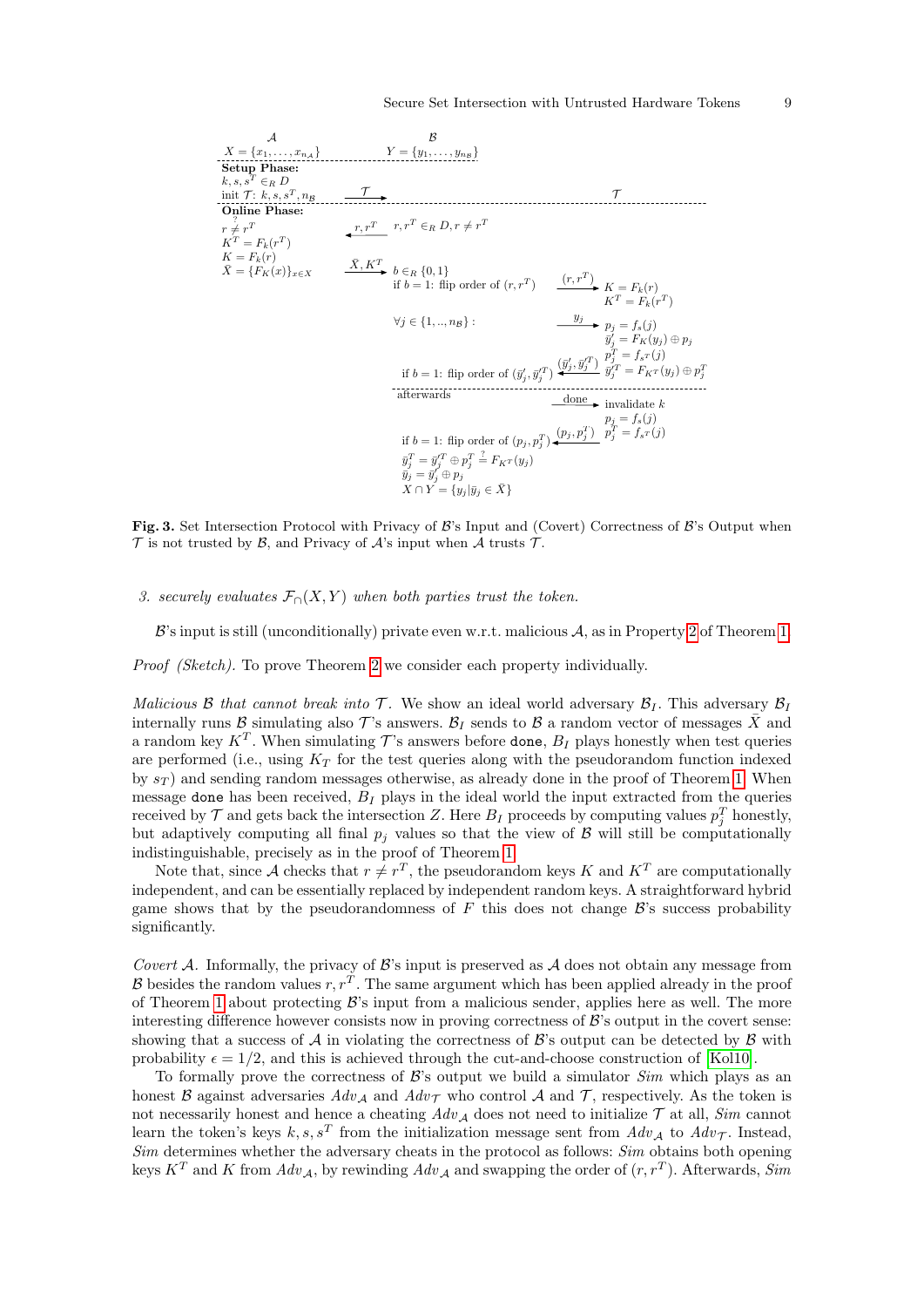| $\mathcal{A}$ | | $\mathcal{B}$ | | $\mathcal{T}$ |
|---|---|---|---|---|
| $X = \{x_1, \ldots, x_{n_\mathcal{A}}\}$ | | $Y = \{y_1, \ldots, y_{n_\mathcal{B}}\}$ | | |
| **Setup Phase:** | | | | |
| $k, s, s^T \in_R D$ | | | | |
| init $\mathcal{T}$: $k, s, s^T, n_\mathcal{B}$ | $\xrightarrow{\mathcal{T}}$ | | | $\mathcal{T}$ |
| **Online Phase:** | | | | |
| $r \overset{?}{\neq} r^T$ | $\xleftarrow{r, r^T}$ | $r, r^T \in_R D, r \neq r^T$ | | |
| $K^T = F_k(r^T)$ | | | | |
| $K = F_k(r)$ | | | | |
| $\bar{X} = \{F_K(x)\}_{x \in X}$ | $\xrightarrow{\bar{X}, K^T}$ | $b \in_R \{0,1\}$ | | |
| | | if $b = 1$: flip order of $(r, r^T)$ | $\xrightarrow{(r, r^T)}$ | $K = F_k(r)$, $K^T = F_k(r^T)$ |
| | | $\forall j \in \{1, .., n_\mathcal{B}\}$ : | $\xrightarrow{y_j}$ | $p_j = f_s(j)$, $\bar{y}'_j = F_K(y_j) \oplus p_j$, $p^T_j = f_{s^T}(j)$ |
| | | if $b = 1$: flip order of $(\bar{y}'_j, \bar{y}'^T_j)$ | $\xleftarrow{(\bar{y}'_j, \bar{y}'^T_j)}$ | $\bar{y}'^T_j = F_{K^T}(y_j) \oplus p^T_j$ |
| | | afterwards | $\xrightarrow{\text{done}}$ | invalidate $k$, $p_j = f_s(j)$ |
| | | if $b = 1$: flip order of $(p_j, p^T_j)$ | $\xleftarrow{(p_j, p^T_j)}$ | $p^T_j = f_{s^T}(j)$ |
| | | $\bar{y}^T_j = \bar{y}'^T_j \oplus p^T_j \overset{?}{=} F_{K^T}(y_j)$ | | |
| | | $\bar{y}_j = \bar{y}'_j \oplus p_j$ | | |
| | | $X \cap Y = \{y_j \mid \bar{y}_j \in \bar{X}\}$ | | |

**Fig. 3.** Set Intersection Protocol with Privacy of $\mathcal{B}$'s Input and (Covert) Correctness of $\mathcal{B}$'s Output when $\mathcal{T}$ is not trusted by $\mathcal{B}$, and Privacy of $\mathcal{A}$'s input when $\mathcal{A}$ trusts $\mathcal{T}$.

3. *securely evaluates $\mathcal{F}_\cap(X, Y)$ when both parties trust the token.*

$\mathcal{B}$'s input is still (unconditionally) private even w.r.t. malicious $\mathcal{A}$, as in Property 2 of Theorem 1.

*Proof (Sketch).* To prove Theorem 2 we consider each property individually.

*Malicious $\mathcal{B}$ that cannot break into $\mathcal{T}$.* We show an ideal world adversary $\mathcal{B}_I$. This adversary $\mathcal{B}_I$ internally runs $\mathcal{B}$ simulating also $\mathcal{T}$'s answers. $\mathcal{B}_I$ sends to $\mathcal{B}$ a random vector of messages $\bar{X}$ and a random key $K^T$. When simulating $\mathcal{T}$'s answers before `done`, $B_I$ plays honestly when test queries are performed (i.e., using $K_T$ for the test queries along with the pseudorandom function indexed by $s_T$) and sending random messages otherwise, as already done in the proof of Theorem 1. When message `done` has been received, $B_I$ plays in the ideal world the input extracted from the queries received by $\mathcal{T}$ and gets back the intersection $Z$. Here $B_I$ proceeds by computing values $p^T_j$ honestly, but adaptively computing all final $p_j$ values so that the view of $\mathcal{B}$ will still be computationally indistinguishable, precisely as in the proof of Theorem 1.

Note that, since $\mathcal{A}$ checks that $r \neq r^T$, the pseudorandom keys $K$ and $K^T$ are computationally independent, and can be essentially replaced by independent random keys. A straightforward hybrid game shows that by the pseudorandomness of $F$ this does not change $\mathcal{B}$'s success probability significantly.

*Covert $\mathcal{A}$.* Informally, the privacy of $\mathcal{B}$'s input is preserved as $\mathcal{A}$ does not obtain any message from $\mathcal{B}$ besides the random values $r, r^T$. The same argument which has been applied already in the proof of Theorem 1 about protecting $\mathcal{B}$'s input from a malicious sender, applies here as well. The more interesting difference however consists now in proving correctness of $\mathcal{B}$'s output in the covert sense: showing that a success of $\mathcal{A}$ in violating the correctness of $\mathcal{B}$'s output can be detected by $\mathcal{B}$ with probability $\epsilon = 1/2$, and this is achieved through the cut-and-choose construction of [Kol10].

To formally prove the correctness of $\mathcal{B}$'s output we build a simulator *Sim* which plays as an honest $\mathcal{B}$ against adversaries $Adv_\mathcal{A}$ and $Adv_\mathcal{T}$ who control $\mathcal{A}$ and $\mathcal{T}$, respectively. As the token is not necessarily honest and hence a cheating $Adv_\mathcal{A}$ does not need to initialize $\mathcal{T}$ at all, *Sim* cannot learn the token's keys $k, s, s^T$ from the initialization message sent from $Adv_\mathcal{A}$ to $Adv_\mathcal{T}$. Instead, *Sim* determines whether the adversary cheats in the protocol as follows: *Sim* obtains both opening keys $K^T$ and $K$ from $Adv_\mathcal{A}$, by rewinding $Adv_\mathcal{A}$ and swapping the order of $(r, r^T)$. Afterwards, *Sim*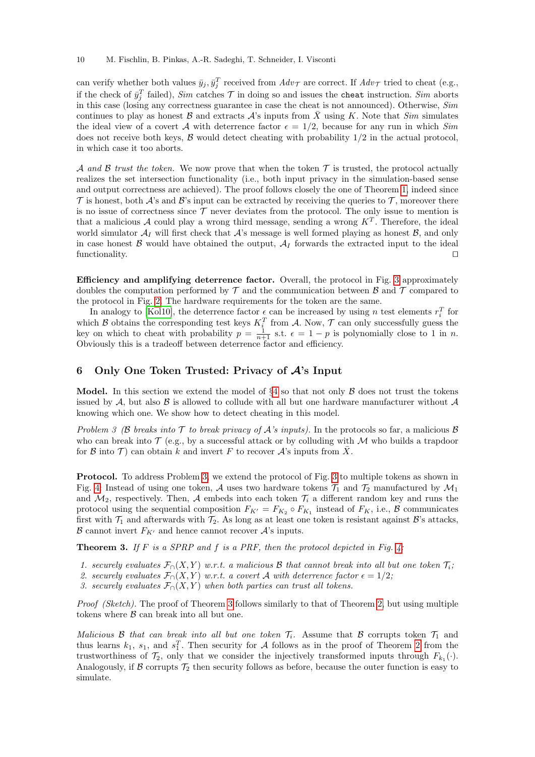can verify whether both values $\bar{y}_j, \bar{y}_j^T$ received from $Adv_{\mathcal{T}}$ are correct. If $Adv_{\mathcal{T}}$ tried to cheat (e.g., if the check of $\bar{y}_j^T$ failed), *Sim* catches $\mathcal{T}$ in doing so and issues the `cheat` instruction. *Sim* aborts in this case (losing any correctness guarantee in case the cheat is not announced). Otherwise, *Sim* continues to play as honest $\mathcal{B}$ and extracts $\mathcal{A}$'s inputs from $\bar{X}$ using $K$. Note that *Sim* simulates the ideal view of a covert $\mathcal{A}$ with deterrence factor $\epsilon = 1/2$, because for any run in which *Sim* does not receive both keys, $\mathcal{B}$ would detect cheating with probability 1/2 in the actual protocol, in which case it too aborts.

*$\mathcal{A}$ and $\mathcal{B}$ trust the token.* We now prove that when the token $\mathcal{T}$ is trusted, the protocol actually realizes the set intersection functionality (i.e., both input privacy in the simulation-based sense and output correctness are achieved). The proof follows closely the one of Theorem 1, indeed since $\mathcal{T}$ is honest, both $\mathcal{A}$'s and $\mathcal{B}$'s input can be extracted by receiving the queries to $\mathcal{T}$, moreover there is no issue of correctness since $\mathcal{T}$ never deviates from the protocol. The only issue to mention is that a malicious $\mathcal{A}$ could play a wrong third message, sending a wrong $K^T$. Therefore, the ideal world simulator $\mathcal{A}_I$ will first check that $\mathcal{A}$'s message is well formed playing as honest $\mathcal{B}$, and only in case honest $\mathcal{B}$ would have obtained the output, $\mathcal{A}_I$ forwards the extracted input to the ideal functionality. □

**Efficiency and amplifying deterrence factor.** Overall, the protocol in Fig. 3 approximately doubles the computation performed by $\mathcal{T}$ and the communication between $\mathcal{B}$ and $\mathcal{T}$ compared to the protocol in Fig. 2. The hardware requirements for the token are the same.

In analogy to [Kol10], the deterrence factor $\epsilon$ can be increased by using $n$ test elements $r_i^T$ for which $\mathcal{B}$ obtains the corresponding test keys $K_i^T$ from $\mathcal{A}$. Now, $\mathcal{T}$ can only successfully guess the key on which to cheat with probability $p = \frac{1}{n+1}$ s.t. $\epsilon = 1 - p$ is polynomially close to 1 in $n$. Obviously this is a tradeoff between deterrence factor and efficiency.

## 6 Only One Token Trusted: Privacy of $\mathcal{A}$'s Input

**Model.** In this section we extend the model of §4 so that not only $\mathcal{B}$ does not trust the tokens issued by $\mathcal{A}$, but also $\mathcal{B}$ is allowed to collude with all but one hardware manufacturer without $\mathcal{A}$ knowing which one. We show how to detect cheating in this model.

*Problem 3 ($\mathcal{B}$ breaks into $\mathcal{T}$ to break privacy of $\mathcal{A}$'s inputs).* In the protocols so far, a malicious $\mathcal{B}$ who can break into $\mathcal{T}$ (e.g., by a successful attack or by colluding with $\mathcal{M}$ who builds a trapdoor for $\mathcal{B}$ into $\mathcal{T}$) can obtain $k$ and invert $F$ to recover $\mathcal{A}$'s inputs from $\bar{X}$.

**Protocol.** To address Problem 3, we extend the protocol of Fig. 3 to multiple tokens as shown in Fig. 4: Instead of using one token, $\mathcal{A}$ uses two hardware tokens $\mathcal{T}_1$ and $\mathcal{T}_2$ manufactured by $\mathcal{M}_1$ and $\mathcal{M}_2$, respectively. Then, $\mathcal{A}$ embeds into each token $\mathcal{T}_i$ a different random key and runs the protocol using the sequential composition $F_{K'} = F_{K_2} \circ F_{K_1}$ instead of $F_K$, i.e., $\mathcal{B}$ communicates first with $\mathcal{T}_1$ and afterwards with $\mathcal{T}_2$. As long as at least one token is resistant against $\mathcal{B}$'s attacks, $\mathcal{B}$ cannot invert $F_{K'}$ and hence cannot recover $\mathcal{A}$'s inputs.

**Theorem 3.** *If $F$ is a SPRP and $f$ is a PRF, then the protocol depicted in Fig. 4:*

1. *securely evaluates $\mathcal{F}_\cap(X, Y)$ w.r.t. a malicious $\mathcal{B}$ that cannot break into all but one token $\mathcal{T}_i$;*
2. *securely evaluates $\mathcal{F}_\cap(X, Y)$ w.r.t. a covert $\mathcal{A}$ with deterrence factor $\epsilon = 1/2$;*
3. *securely evaluates $\mathcal{F}_\cap(X, Y)$ when both parties can trust all tokens.*

*Proof (Sketch).* The proof of Theorem 3 follows similarly to that of Theorem 2, but using multiple tokens where $\mathcal{B}$ can break into all but one.

*Malicious $\mathcal{B}$ that can break into all but one token $\mathcal{T}_i$.* Assume that $\mathcal{B}$ corrupts token $\mathcal{T}_1$ and thus learns $k_1$, $s_1$, and $s_1^T$. Then security for $\mathcal{A}$ follows as in the proof of Theorem 2 from the trustworthiness of $\mathcal{T}_2$, only that we consider the injectively transformed inputs through $F_{k_1}(\cdot)$. Analogously, if $\mathcal{B}$ corrupts $\mathcal{T}_2$ then security follows as before, because the outer function is easy to simulate.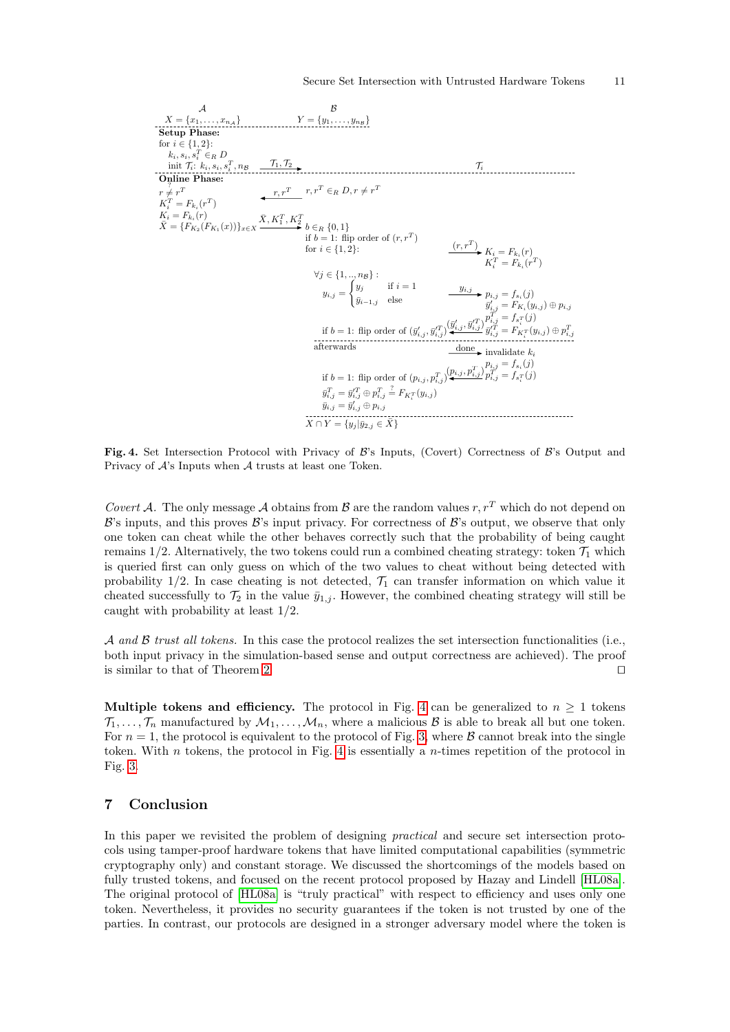| $\mathcal{A}$ | | $\mathcal{B}$ | | $\mathcal{T}_i$ |
|---|---|---|---|---|
| $X = \{x_1, \ldots, x_{n_\mathcal{A}}\}$ | | $Y = \{y_1, \ldots, y_{n_\mathcal{B}}\}$ | | |
| **Setup Phase:** | | | | |
| for $i \in \{1,2\}$: $k_i, s_i, s_i^T \in_R D$; init $\mathcal{T}_i$: $k_i, s_i, s_i^T, n_\mathcal{B}$ | $\xrightarrow{\mathcal{T}_1, \mathcal{T}_2}$ | | | |
| **Online Phase:** | | | | |
| $r \overset{?}{\neq} r^T$ | $\xleftarrow{r, r^T}$ | $r, r^T \in_R D, r \neq r^T$ | | |
| $K_i^T = F_{k_i}(r^T)$; $K_i = F_{k_i}(r)$; $\bar{X} = \{F_{K_2}(F_{K_1}(x))\}_{x \in X}$ | $\xrightarrow{\bar{X}, K_1^T, K_2^T}$ | $b \in_R \{0,1\}$; if $b=1$: flip order of $(r, r^T)$; for $i \in \{1,2\}$: | $\xrightarrow{(r, r^T)}$ | $K_i = F_{k_i}(r)$; $K_i^T = F_{k_i}(r^T)$ |
| | | $\forall j \in \{1,..,n_\mathcal{B}\}$: $y_{i,j} = \begin{cases} y_j & \text{if } i = 1 \\ \bar{y}_{i-1,j} & \text{else} \end{cases}$ | $\xrightarrow{y_{i,j}}$ | $p_{i,j} = f_{s_i}(j)$; $\bar{y}'_{i,j} = F_{K_i}(y_{i,j}) \oplus p_{i,j}$; $p_{i,j}^T = f_{s_i^T}(j)$; $\bar{y}'^T_{i,j} = F_{K_i^T}(y_{i,j}) \oplus p_{i,j}^T$ |
| | | if $b=1$: flip order of $(\bar{y}'_{i,j}, \bar{y}'^T_{i,j})$ | $\xleftarrow{(\bar{y}'_{i,j}, \bar{y}'^T_{i,j})}$ | |
| | | afterwards | $\xrightarrow{\text{done}}$ | invalidate $k_i$; $p_{i,j} = f_{s_i}(j)$; $p_{i,j}^T = f_{s_i^T}(j)$ |
| | | if $b=1$: flip order of $(p_{i,j}, p_{i,j}^T)$ | $\xleftarrow{(p_{i,j}, p_{i,j}^T)}$ | |
| | | $\bar{y}_{i,j}^T = \bar{y}'^T_{i,j} \oplus p_{i,j}^T \overset{?}{=} F_{K_i^T}(y_{i,j})$; $\bar{y}_{i,j} = \bar{y}'_{i,j} \oplus p_{i,j}$ | | |
| | | $X \cap Y = \{y_j \mid \bar{y}_{2,j} \in \bar{X}\}$ | | |

**Fig. 4.** Set Intersection Protocol with Privacy of $\mathcal{B}$'s Inputs, (Covert) Correctness of $\mathcal{B}$'s Output and Privacy of $\mathcal{A}$'s Inputs when $\mathcal{A}$ trusts at least one Token.

*Covert $\mathcal{A}$.* The only message $\mathcal{A}$ obtains from $\mathcal{B}$ are the random values $r, r^T$ which do not depend on $\mathcal{B}$'s inputs, and this proves $\mathcal{B}$'s input privacy. For correctness of $\mathcal{B}$'s output, we observe that only one token can cheat while the other behaves correctly such that the probability of being caught remains 1/2. Alternatively, the two tokens could run a combined cheating strategy: token $\mathcal{T}_1$ which is queried first can only guess on which of the two values to cheat without being detected with probability 1/2. In case cheating is not detected, $\mathcal{T}_1$ can transfer information on which value it cheated successfully to $\mathcal{T}_2$ in the value $\bar{y}_{1,j}$. However, the combined cheating strategy will still be caught with probability at least 1/2.

*$\mathcal{A}$ and $\mathcal{B}$ trust all tokens.* In this case the protocol realizes the set intersection functionalities (i.e., both input privacy in the simulation-based sense and output correctness are achieved). The proof is similar to that of Theorem 2. □

**Multiple tokens and efficiency.** The protocol in Fig. 4 can be generalized to $n \geq 1$ tokens $\mathcal{T}_1, \ldots, \mathcal{T}_n$ manufactured by $\mathcal{M}_1, \ldots, \mathcal{M}_n$, where a malicious $\mathcal{B}$ is able to break all but one token. For $n = 1$, the protocol is equivalent to the protocol of Fig. 3, where $\mathcal{B}$ cannot break into the single token. With $n$ tokens, the protocol in Fig. 4 is essentially a $n$-times repetition of the protocol in Fig. 3.

## 7 Conclusion

In this paper we revisited the problem of designing *practical* and secure set intersection protocols using tamper-proof hardware tokens that have limited computational capabilities (symmetric cryptography only) and constant storage. We discussed the shortcomings of the models based on fully trusted tokens, and focused on the recent protocol proposed by Hazay and Lindell [HL08a]. The original protocol of [HL08a] is "truly practical" with respect to efficiency and uses only one token. Nevertheless, it provides no security guarantees if the token is not trusted by one of the parties. In contrast, our protocols are designed in a stronger adversary model where the token is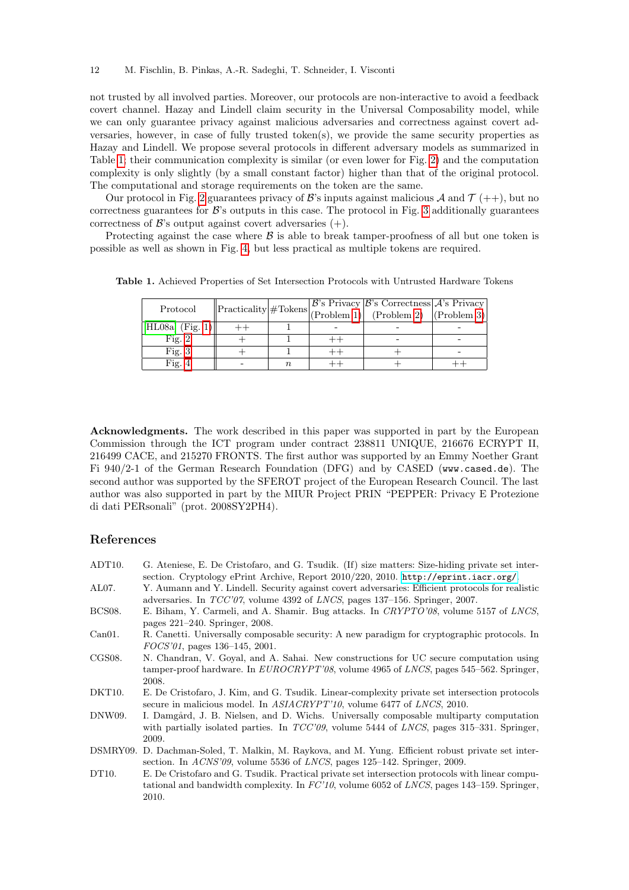not trusted by all involved parties. Moreover, our protocols are non-interactive to avoid a feedback covert channel. Hazay and Lindell claim security in the Universal Composability model, while we can only guarantee privacy against malicious adversaries and correctness against covert adversaries, however, in case of fully trusted token(s), we provide the same security properties as Hazay and Lindell. We propose several protocols in different adversary models as summarized in Table 1; their communication complexity is similar (or even lower for Fig. 2) and the computation complexity is only slightly (by a small constant factor) higher than that of the original protocol. The computational and storage requirements on the token are the same.

Our protocol in Fig. 2 guarantees privacy of $\mathcal{B}$'s inputs against malicious $\mathcal{A}$ and $\mathcal{T}$ (++), but no correctness guarantees for $\mathcal{B}$'s outputs in this case. The protocol in Fig. 3 additionally guarantees correctness of $\mathcal{B}$'s output against covert adversaries (+).

Protecting against the case where $\mathcal{B}$ is able to break tamper-proofness of all but one token is possible as well as shown in Fig. 4, but less practical as multiple tokens are required.

**Table 1.** Achieved Properties of Set Intersection Protocols with Untrusted Hardware Tokens

| Protocol | Practicality | #Tokens | $\mathcal{B}$'s Privacy (Problem 1) | $\mathcal{B}$'s Correctness (Problem 2) | $\mathcal{A}$'s Privacy (Problem 3) |
|---|---|---|---|---|---|
| HL08a (Fig. 1) | ++ | 1 | - | - | - |
| Fig. 2 | + | 1 | ++ | - | - |
| Fig. 3 | + | 1 | ++ | + | - |
| Fig. 4 | - | $n$ | ++ | + | ++ |

**Acknowledgments.** The work described in this paper was supported in part by the European Commission through the ICT program under contract 238811 UNIQUE, 216676 ECRYPT II, 216499 CACE, and 215270 FRONTS. The first author was supported by an Emmy Noether Grant Fi 940/2-1 of the German Research Foundation (DFG) and by CASED (www.cased.de). The second author was supported by the SFEROT project of the European Research Council. The last author was also supported in part by the MIUR Project PRIN "PEPPER: Privacy E Protezione di dati PERsonali" (prot. 2008SY2PH4).

## References

- ADT10. G. Ateniese, E. De Cristofaro, and G. Tsudik. (If) size matters: Size-hiding private set intersection. Cryptology ePrint Archive, Report 2010/220, 2010. http://eprint.iacr.org/.
- AL07. Y. Aumann and Y. Lindell. Security against covert adversaries: Efficient protocols for realistic adversaries. In *TCC'07*, volume 4392 of *LNCS*, pages 137–156. Springer, 2007.
- BCS08. E. Biham, Y. Carmeli, and A. Shamir. Bug attacks. In *CRYPTO'08*, volume 5157 of *LNCS*, pages 221–240. Springer, 2008.
- Can01. R. Canetti. Universally composable security: A new paradigm for cryptographic protocols. In *FOCS'01*, pages 136–145, 2001.
- CGS08. N. Chandran, V. Goyal, and A. Sahai. New constructions for UC secure computation using tamper-proof hardware. In *EUROCRYPT'08*, volume 4965 of *LNCS*, pages 545–562. Springer, 2008.
- DKT10. E. De Cristofaro, J. Kim, and G. Tsudik. Linear-complexity private set intersection protocols secure in malicious model. In *ASIACRYPT'10*, volume 6477 of *LNCS*, 2010.
- DNW09. I. Damgård, J. B. Nielsen, and D. Wichs. Universally composable multiparty computation with partially isolated parties. In *TCC'09*, volume 5444 of *LNCS*, pages 315–331. Springer, 2009.
- DSMRY09. D. Dachman-Soled, T. Malkin, M. Raykova, and M. Yung. Efficient robust private set intersection. In *ACNS'09*, volume 5536 of *LNCS*, pages 125–142. Springer, 2009.
- DT10. E. De Cristofaro and G. Tsudik. Practical private set intersection protocols with linear computational and bandwidth complexity. In *FC'10*, volume 6052 of *LNCS*, pages 143–159. Springer, 2010.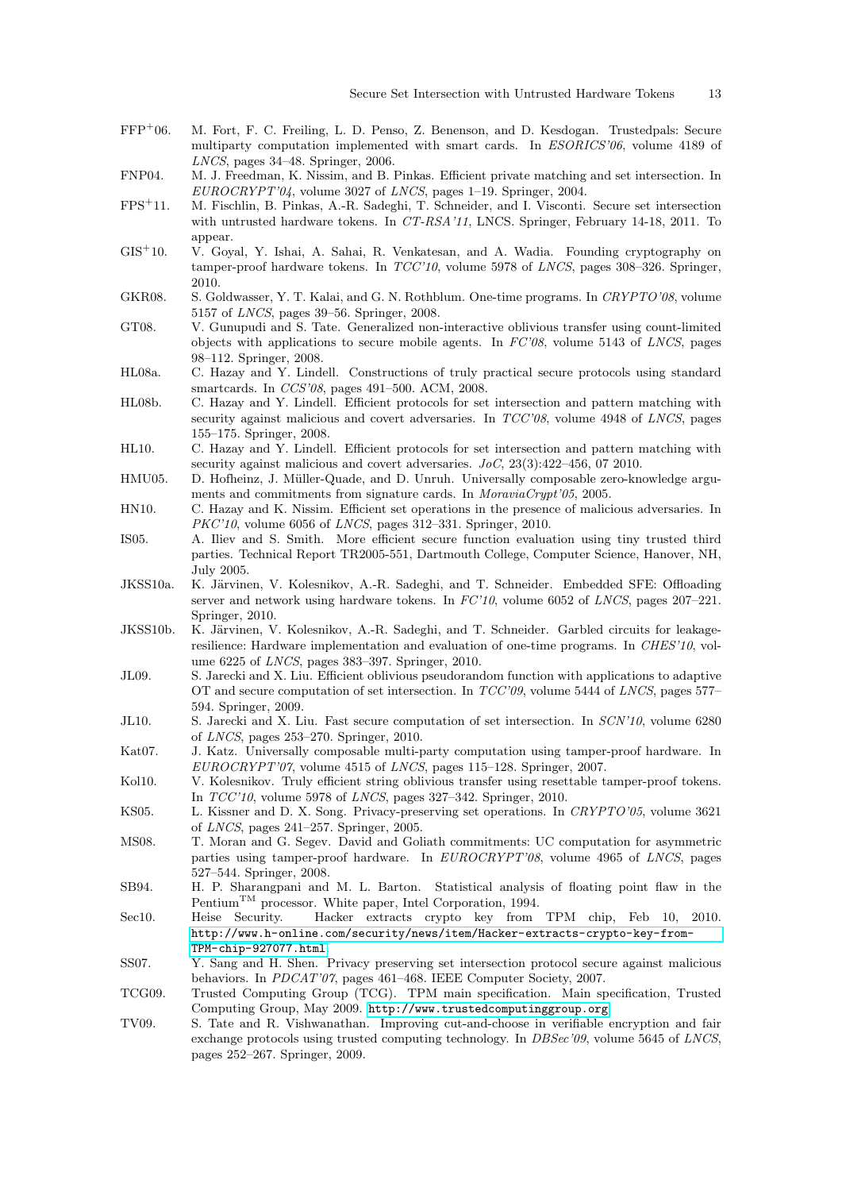FFP[+]06. M. Fort, F. C. Freiling, L. D. Penso, Z. Benenson, and D. Kesdogan. Trustedpals: Secure multiparty computation implemented with smart cards. In *ESORICS'06*, volume 4189 of *LNCS*, pages 34–48. Springer, 2006.

FNP04. M. J. Freedman, K. Nissim, and B. Pinkas. Efficient private matching and set intersection. In *EUROCRYPT'04*, volume 3027 of *LNCS*, pages 1–19. Springer, 2004.

FPS[+]11. M. Fischlin, B. Pinkas, A.-R. Sadeghi, T. Schneider, and I. Visconti. Secure set intersection with untrusted hardware tokens. In *CT-RSA'11*, LNCS. Springer, February 14-18, 2011. To appear.

GIS[+]10. V. Goyal, Y. Ishai, A. Sahai, R. Venkatesan, and A. Wadia. Founding cryptography on tamper-proof hardware tokens. In *TCC'10*, volume 5978 of *LNCS*, pages 308–326. Springer, 2010.

GKR08. S. Goldwasser, Y. T. Kalai, and G. N. Rothblum. One-time programs. In *CRYPTO'08*, volume 5157 of *LNCS*, pages 39–56. Springer, 2008.

GT08. V. Gunupudi and S. Tate. Generalized non-interactive oblivious transfer using count-limited objects with applications to secure mobile agents. In *FC'08*, volume 5143 of *LNCS*, pages 98–112. Springer, 2008.

HL08a. C. Hazay and Y. Lindell. Constructions of truly practical secure protocols using standard smartcards. In *CCS'08*, pages 491–500. ACM, 2008.

HL08b. C. Hazay and Y. Lindell. Efficient protocols for set intersection and pattern matching with security against malicious and covert adversaries. In *TCC'08*, volume 4948 of *LNCS*, pages 155–175. Springer, 2008.

HL10. C. Hazay and Y. Lindell. Efficient protocols for set intersection and pattern matching with security against malicious and covert adversaries. *JoC*, 23(3):422–456, 07 2010.

HMU05. D. Hofheinz, J. Müller-Quade, and D. Unruh. Universally composable zero-knowledge arguments and commitments from signature cards. In *MoraviaCrypt'05*, 2005.

HN10. C. Hazay and K. Nissim. Efficient set operations in the presence of malicious adversaries. In *PKC'10*, volume 6056 of *LNCS*, pages 312–331. Springer, 2010.

IS05. A. Iliev and S. Smith. More efficient secure function evaluation using tiny trusted third parties. Technical Report TR2005-551, Dartmouth College, Computer Science, Hanover, NH, July 2005.

JKSS10a. K. Järvinen, V. Kolesnikov, A.-R. Sadeghi, and T. Schneider. Embedded SFE: Offloading server and network using hardware tokens. In *FC'10*, volume 6052 of *LNCS*, pages 207–221. Springer, 2010.

JKSS10b. K. Järvinen, V. Kolesnikov, A.-R. Sadeghi, and T. Schneider. Garbled circuits for leakage-resilience: Hardware implementation and evaluation of one-time programs. In *CHES'10*, volume 6225 of *LNCS*, pages 383–397. Springer, 2010.

JL09. S. Jarecki and X. Liu. Efficient oblivious pseudorandom function with applications to adaptive OT and secure computation of set intersection. In *TCC'09*, volume 5444 of *LNCS*, pages 577–594. Springer, 2009.

JL10. S. Jarecki and X. Liu. Fast secure computation of set intersection. In *SCN'10*, volume 6280 of *LNCS*, pages 253–270. Springer, 2010.

Kat07. J. Katz. Universally composable multi-party computation using tamper-proof hardware. In *EUROCRYPT'07*, volume 4515 of *LNCS*, pages 115–128. Springer, 2007.

Kol10. V. Kolesnikov. Truly efficient string oblivious transfer using resettable tamper-proof tokens. In *TCC'10*, volume 5978 of *LNCS*, pages 327–342. Springer, 2010.

KS05. L. Kissner and D. X. Song. Privacy-preserving set operations. In *CRYPTO'05*, volume 3621 of *LNCS*, pages 241–257. Springer, 2005.

MS08. T. Moran and G. Segev. David and Goliath commitments: UC computation for asymmetric parties using tamper-proof hardware. In *EUROCRYPT'08*, volume 4965 of *LNCS*, pages 527–544. Springer, 2008.

SB94. H. P. Sharangpani and M. L. Barton. Statistical analysis of floating point flaw in the Pentium™ processor. White paper, Intel Corporation, 1994.

Sec10. Heise Security. Hacker extracts crypto key from TPM chip, Feb 10, 2010. http://www.h-online.com/security/news/item/Hacker-extracts-crypto-key-from-TPM-chip-927077.html.

SS07. Y. Sang and H. Shen. Privacy preserving set intersection protocol secure against malicious behaviors. In *PDCAT'07*, pages 461–468. IEEE Computer Society, 2007.

TCG09. Trusted Computing Group (TCG). TPM main specification. Main specification, Trusted Computing Group, May 2009. http://www.trustedcomputinggroup.org.

TV09. S. Tate and R. Vishwanathan. Improving cut-and-choose in verifiable encryption and fair exchange protocols using trusted computing technology. In *DBSec'09*, volume 5645 of *LNCS*, pages 252–267. Springer, 2009.